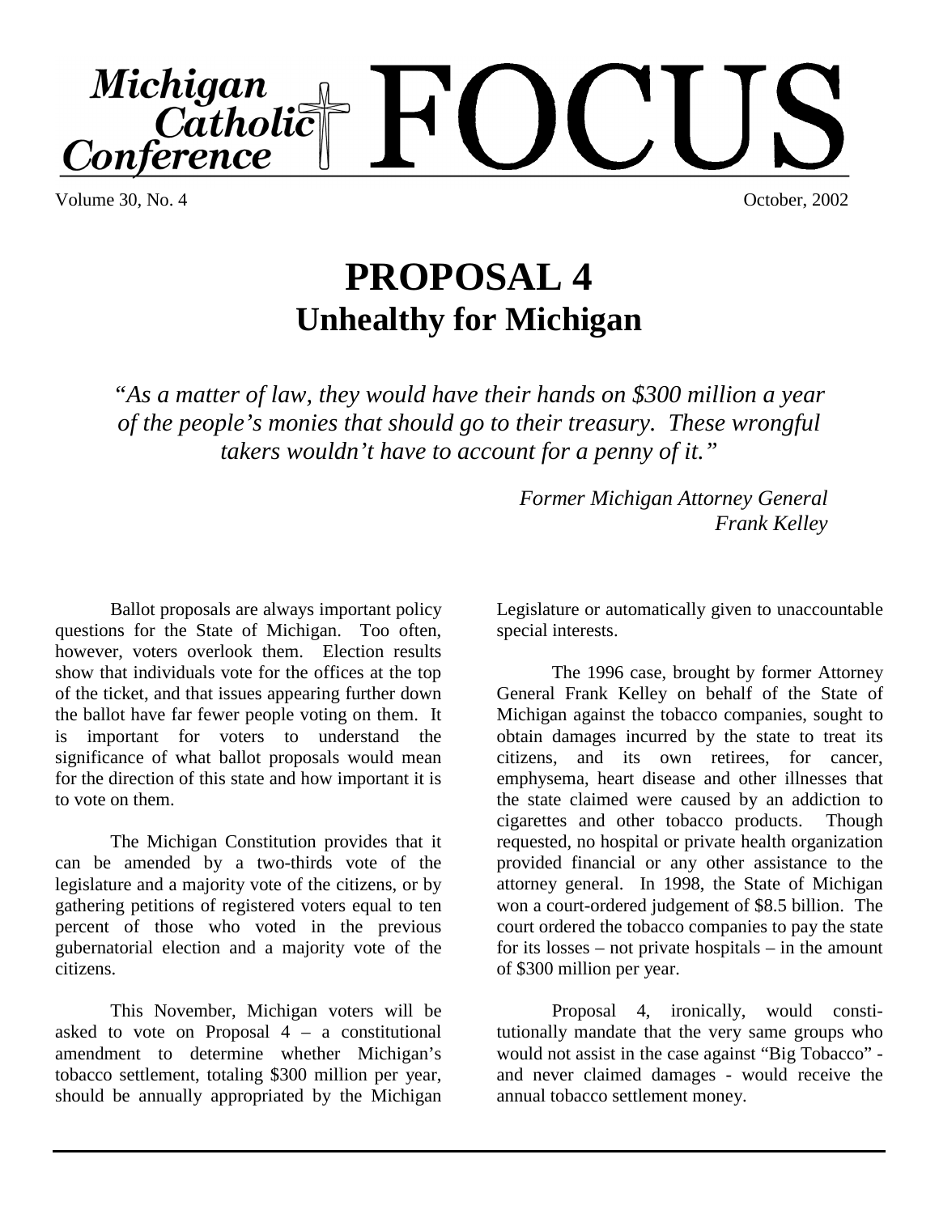# Michigan Catholic Conference FOCUS

Volume 30, No. 4 October, 2002

# PROPOSAL 4
## Unhealthy for Michigan

*"As a matter of law, they would have their hands on $300 million a year of the people's monies that should go to their treasury. These wrongful takers wouldn't have to account for a penny of it."*

*Former Michigan Attorney General Frank Kelley*

Ballot proposals are always important policy questions for the State of Michigan. Too often, however, voters overlook them. Election results show that individuals vote for the offices at the top of the ticket, and that issues appearing further down the ballot have far fewer people voting on them. It is important for voters to understand the significance of what ballot proposals would mean for the direction of this state and how important it is to vote on them.

The Michigan Constitution provides that it can be amended by a two-thirds vote of the legislature and a majority vote of the citizens, or by gathering petitions of registered voters equal to ten percent of those who voted in the previous gubernatorial election and a majority vote of the citizens.

This November, Michigan voters will be asked to vote on Proposal 4 – a constitutional amendment to determine whether Michigan's tobacco settlement, totaling $300 million per year, should be annually appropriated by the Michigan Legislature or automatically given to unaccountable special interests.

The 1996 case, brought by former Attorney General Frank Kelley on behalf of the State of Michigan against the tobacco companies, sought to obtain damages incurred by the state to treat its citizens, and its own retirees, for cancer, emphysema, heart disease and other illnesses that the state claimed were caused by an addiction to cigarettes and other tobacco products. Though requested, no hospital or private health organization provided financial or any other assistance to the attorney general. In 1998, the State of Michigan won a court-ordered judgement of $8.5 billion. The court ordered the tobacco companies to pay the state for its losses – not private hospitals – in the amount of $300 million per year.

Proposal 4, ironically, would constitutionally mandate that the very same groups who would not assist in the case against "Big Tobacco" - and never claimed damages - would receive the annual tobacco settlement money.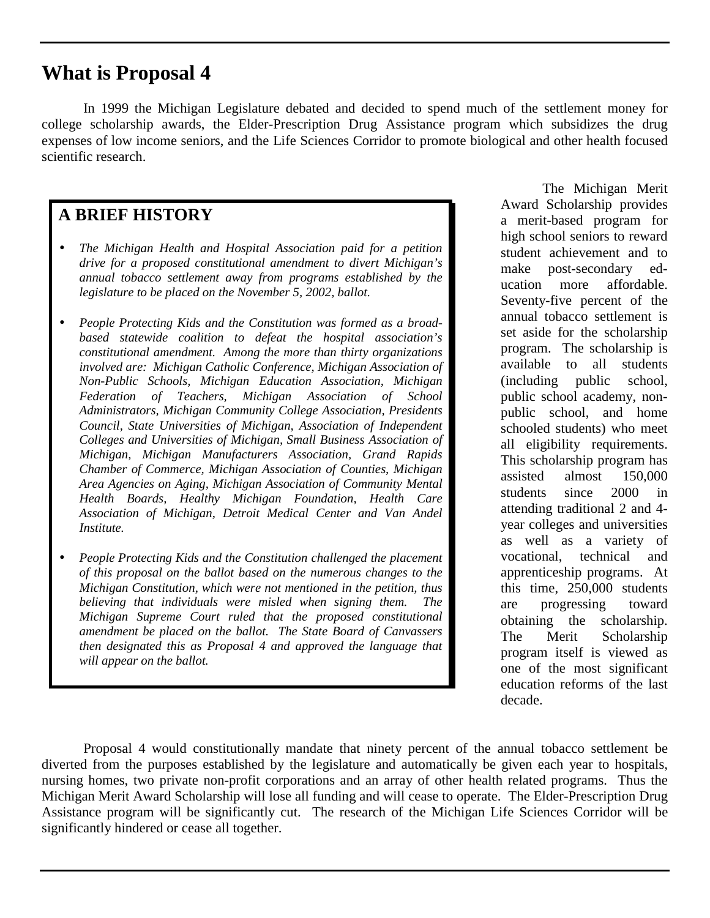# What is Proposal 4

In 1999 the Michigan Legislature debated and decided to spend much of the settlement money for college scholarship awards, the Elder-Prescription Drug Assistance program which subsidizes the drug expenses of low income seniors, and the Life Sciences Corridor to promote biological and other health focused scientific research.

## A BRIEF HISTORY

- *The Michigan Health and Hospital Association paid for a petition drive for a proposed constitutional amendment to divert Michigan's annual tobacco settlement away from programs established by the legislature to be placed on the November 5, 2002, ballot.*
- *People Protecting Kids and the Constitution was formed as a broad-based statewide coalition to defeat the hospital association's constitutional amendment. Among the more than thirty organizations involved are: Michigan Catholic Conference, Michigan Association of Non-Public Schools, Michigan Education Association, Michigan Federation of Teachers, Michigan Association of School Administrators, Michigan Community College Association, Presidents Council, State Universities of Michigan, Association of Independent Colleges and Universities of Michigan, Small Business Association of Michigan, Michigan Manufacturers Association, Grand Rapids Chamber of Commerce, Michigan Association of Counties, Michigan Area Agencies on Aging, Michigan Association of Community Mental Health Boards, Healthy Michigan Foundation, Health Care Association of Michigan, Detroit Medical Center and Van Andel Institute.*
- *People Protecting Kids and the Constitution challenged the placement of this proposal on the ballot based on the numerous changes to the Michigan Constitution, which were not mentioned in the petition, thus believing that individuals were misled when signing them. The Michigan Supreme Court ruled that the proposed constitutional amendment be placed on the ballot. The State Board of Canvassers then designated this as Proposal 4 and approved the language that will appear on the ballot.*

The Michigan Merit Award Scholarship provides a merit-based program for high school seniors to reward student achievement and to make post-secondary education more affordable. Seventy-five percent of the annual tobacco settlement is set aside for the scholarship program. The scholarship is available to all students (including public school, public school academy, non-public school, and home schooled students) who meet all eligibility requirements. This scholarship program has assisted almost 150,000 students since 2000 in attending traditional 2 and 4-year colleges and universities as well as a variety of vocational, technical and apprenticeship programs. At this time, 250,000 students are progressing toward obtaining the scholarship. The Merit Scholarship program itself is viewed as one of the most significant education reforms of the last decade.

Proposal 4 would constitutionally mandate that ninety percent of the annual tobacco settlement be diverted from the purposes established by the legislature and automatically be given each year to hospitals, nursing homes, two private non-profit corporations and an array of other health related programs. Thus the Michigan Merit Award Scholarship will lose all funding and will cease to operate. The Elder-Prescription Drug Assistance program will be significantly cut. The research of the Michigan Life Sciences Corridor will be significantly hindered or cease all together.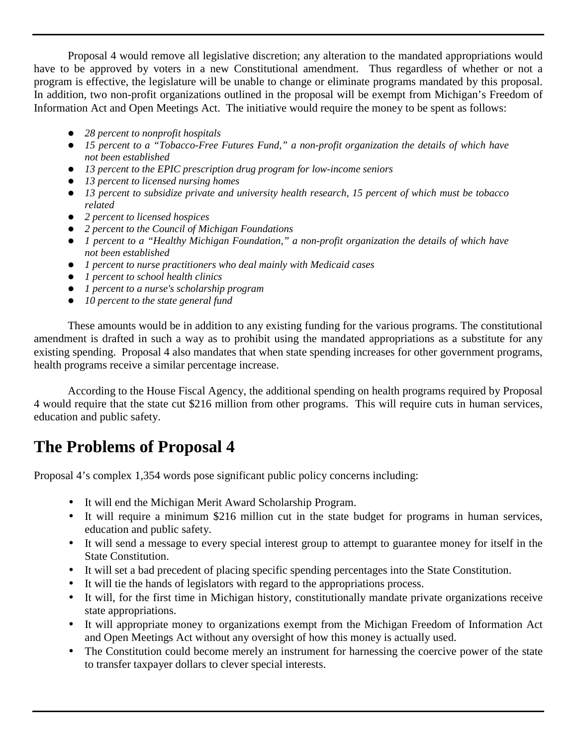Proposal 4 would remove all legislative discretion; any alteration to the mandated appropriations would have to be approved by voters in a new Constitutional amendment. Thus regardless of whether or not a program is effective, the legislature will be unable to change or eliminate programs mandated by this proposal. In addition, two non-profit organizations outlined in the proposal will be exempt from Michigan's Freedom of Information Act and Open Meetings Act. The initiative would require the money to be spent as follows:

- *28 percent to nonprofit hospitals*
- *15 percent to a "Tobacco-Free Futures Fund," a non-profit organization the details of which have not been established*
- *13 percent to the EPIC prescription drug program for low-income seniors*
- *13 percent to licensed nursing homes*
- *13 percent to subsidize private and university health research, 15 percent of which must be tobacco related*
- *2 percent to licensed hospices*
- *2 percent to the Council of Michigan Foundations*
- *1 percent to a "Healthy Michigan Foundation," a non-profit organization the details of which have not been established*
- *1 percent to nurse practitioners who deal mainly with Medicaid cases*
- *1 percent to school health clinics*
- *1 percent to a nurse's scholarship program*
- *10 percent to the state general fund*

These amounts would be in addition to any existing funding for the various programs. The constitutional amendment is drafted in such a way as to prohibit using the mandated appropriations as a substitute for any existing spending. Proposal 4 also mandates that when state spending increases for other government programs, health programs receive a similar percentage increase.

According to the House Fiscal Agency, the additional spending on health programs required by Proposal 4 would require that the state cut $216 million from other programs. This will require cuts in human services, education and public safety.

## The Problems of Proposal 4

Proposal 4's complex 1,354 words pose significant public policy concerns including:

- It will end the Michigan Merit Award Scholarship Program.
- It will require a minimum $216 million cut in the state budget for programs in human services, education and public safety.
- It will send a message to every special interest group to attempt to guarantee money for itself in the State Constitution.
- It will set a bad precedent of placing specific spending percentages into the State Constitution.
- It will tie the hands of legislators with regard to the appropriations process.
- It will, for the first time in Michigan history, constitutionally mandate private organizations receive state appropriations.
- It will appropriate money to organizations exempt from the Michigan Freedom of Information Act and Open Meetings Act without any oversight of how this money is actually used.
- The Constitution could become merely an instrument for harnessing the coercive power of the state to transfer taxpayer dollars to clever special interests.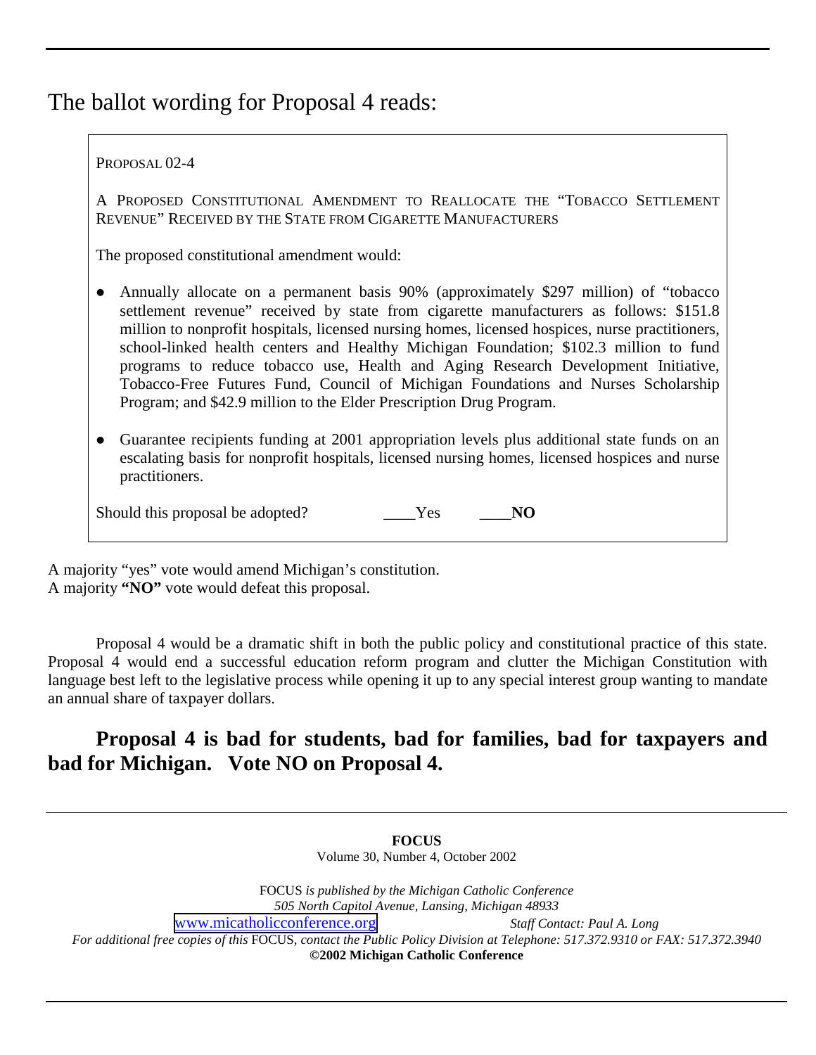## The ballot wording for Proposal 4 reads:

PROPOSAL 02-4

A PROPOSED CONSTITUTIONAL AMENDMENT TO REALLOCATE THE "TOBACCO SETTLEMENT REVENUE" RECEIVED BY THE STATE FROM CIGARETTE MANUFACTURERS

The proposed constitutional amendment would:

- Annually allocate on a permanent basis 90% (approximately $297 million) of "tobacco settlement revenue" received by state from cigarette manufacturers as follows: $151.8 million to nonprofit hospitals, licensed nursing homes, licensed hospices, nurse practitioners, school-linked health centers and Healthy Michigan Foundation; $102.3 million to fund programs to reduce tobacco use, Health and Aging Research Development Initiative, Tobacco-Free Futures Fund, Council of Michigan Foundations and Nurses Scholarship Program; and $42.9 million to the Elder Prescription Drug Program.
- Guarantee recipients funding at 2001 appropriation levels plus additional state funds on an escalating basis for nonprofit hospitals, licensed nursing homes, licensed hospices and nurse practitioners.

Should this proposal be adopted? ____Yes ____**NO**

A majority "yes" vote would amend Michigan's constitution.
A majority **"NO"** vote would defeat this proposal.

Proposal 4 would be a dramatic shift in both the public policy and constitutional practice of this state. Proposal 4 would end a successful education reform program and clutter the Michigan Constitution with language best left to the legislative process while opening it up to any special interest group wanting to mandate an annual share of taxpayer dollars.

**Proposal 4 is bad for students, bad for families, bad for taxpayers and bad for Michigan. Vote NO on Proposal 4.**

---

**FOCUS**
Volume 30, Number 4, October 2002

FOCUS *is published by the Michigan Catholic Conference*
*505 North Capitol Avenue, Lansing, Michigan 48933*
www.micatholicconference.org *Staff Contact: Paul A. Long*
*For additional free copies of this* FOCUS, *contact the Public Policy Division at Telephone: 517.372.9310 or FAX: 517.372.3940*
**©2002 Michigan Catholic Conference**